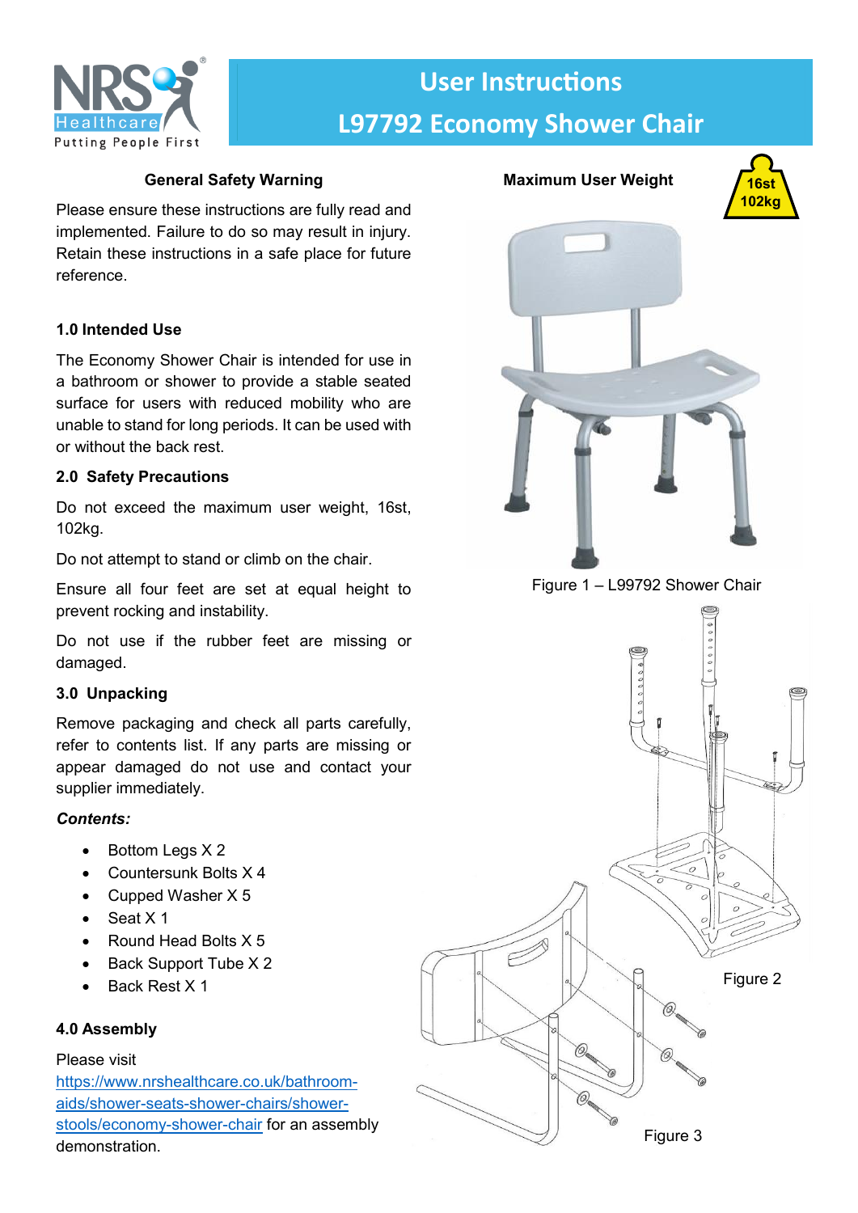# User Instructions
# L97792 Economy Shower Chair

### General Safety Warning

Please ensure these instructions are fully read and implemented. Failure to do so may result in injury. Retain these instructions in a safe place for future reference.

### 1.0 Intended Use

The Economy Shower Chair is intended for use in a bathroom or shower to provide a stable seated surface for users with reduced mobility who are unable to stand for long periods. It can be used with or without the back rest.

### 2.0 Safety Precautions

Do not exceed the maximum user weight, 16st, 102kg.

Do not attempt to stand or climb on the chair.

Ensure all four feet are set at equal height to prevent rocking and instability.

Do not use if the rubber feet are missing or damaged.

### 3.0 Unpacking

Remove packaging and check all parts carefully, refer to contents list. If any parts are missing or appear damaged do not use and contact your supplier immediately.

***Contents:***

- Bottom Legs X 2
- Countersunk Bolts X 4
- Cupped Washer X 5
- Seat X 1
- Round Head Bolts X 5
- Back Support Tube X 2
- Back Rest X 1

### 4.0 Assembly

Please visit https://www.nrshealthcare.co.uk/bathroom-aids/shower-seats-shower-chairs/shower-stools/economy-shower-chair for an assembly demonstration.

**Maximum User Weight**

16st
102kg

Figure 1 – L99792 Shower Chair

Figure 2

Figure 3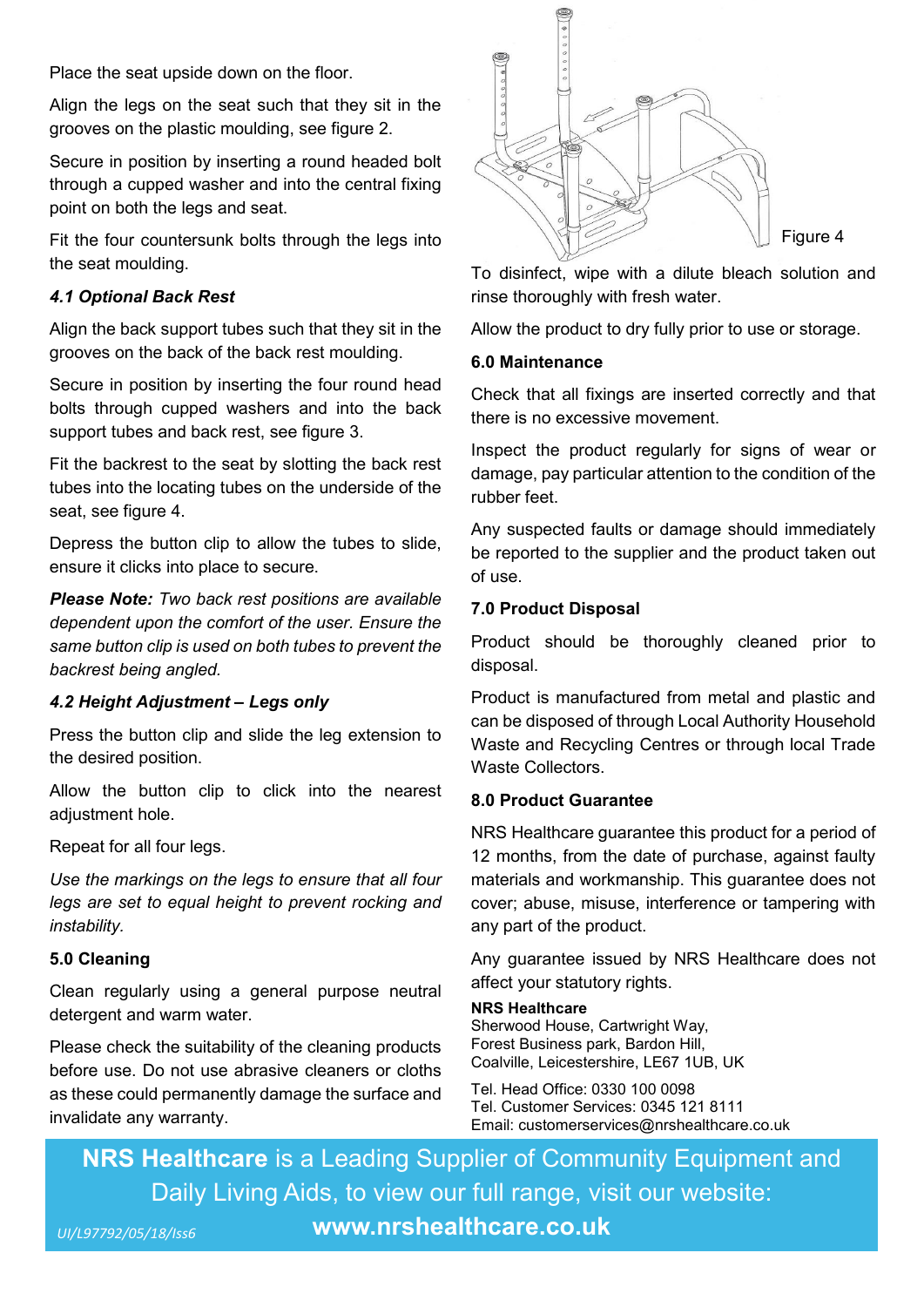Place the seat upside down on the floor.

Align the legs on the seat such that they sit in the grooves on the plastic moulding, see figure 2.

Secure in position by inserting a round headed bolt through a cupped washer and into the central fixing point on both the legs and seat.

Fit the four countersunk bolts through the legs into the seat moulding.

### *4.1 Optional Back Rest*

Align the back support tubes such that they sit in the grooves on the back of the back rest moulding.

Secure in position by inserting the four round head bolts through cupped washers and into the back support tubes and back rest, see figure 3.

Fit the backrest to the seat by slotting the back rest tubes into the locating tubes on the underside of the seat, see figure 4.

Depress the button clip to allow the tubes to slide, ensure it clicks into place to secure.

***Please Note:*** *Two back rest positions are available dependent upon the comfort of the user. Ensure the same button clip is used on both tubes to prevent the backrest being angled.*

### *4.2 Height Adjustment – Legs only*

Press the button clip and slide the leg extension to the desired position.

Allow the button clip to click into the nearest adjustment hole.

Repeat for all four legs.

*Use the markings on the legs to ensure that all four legs are set to equal height to prevent rocking and instability.*

### 5.0 Cleaning

Clean regularly using a general purpose neutral detergent and warm water.

Please check the suitability of the cleaning products before use. Do not use abrasive cleaners or cloths as these could permanently damage the surface and invalidate any warranty.

Figure 4

To disinfect, wipe with a dilute bleach solution and rinse thoroughly with fresh water.

Allow the product to dry fully prior to use or storage.

### 6.0 Maintenance

Check that all fixings are inserted correctly and that there is no excessive movement.

Inspect the product regularly for signs of wear or damage, pay particular attention to the condition of the rubber feet.

Any suspected faults or damage should immediately be reported to the supplier and the product taken out of use.

### 7.0 Product Disposal

Product should be thoroughly cleaned prior to disposal.

Product is manufactured from metal and plastic and can be disposed of through Local Authority Household Waste and Recycling Centres or through local Trade Waste Collectors.

### 8.0 Product Guarantee

NRS Healthcare guarantee this product for a period of 12 months, from the date of purchase, against faulty materials and workmanship. This guarantee does not cover; abuse, misuse, interference or tampering with any part of the product.

Any guarantee issued by NRS Healthcare does not affect your statutory rights.

**NRS Healthcare**
Sherwood House, Cartwright Way,
Forest Business park, Bardon Hill,
Coalville, Leicestershire, LE67 1UB, UK

Tel. Head Office: 0330 100 0098
Tel. Customer Services: 0345 121 8111
Email: customerservices@nrshealthcare.co.uk

**NRS Healthcare** is a Leading Supplier of Community Equipment and Daily Living Aids, to view our full range, visit our website:
**www.nrshealthcare.co.uk**

*UI/L97792/05/18/Iss6*